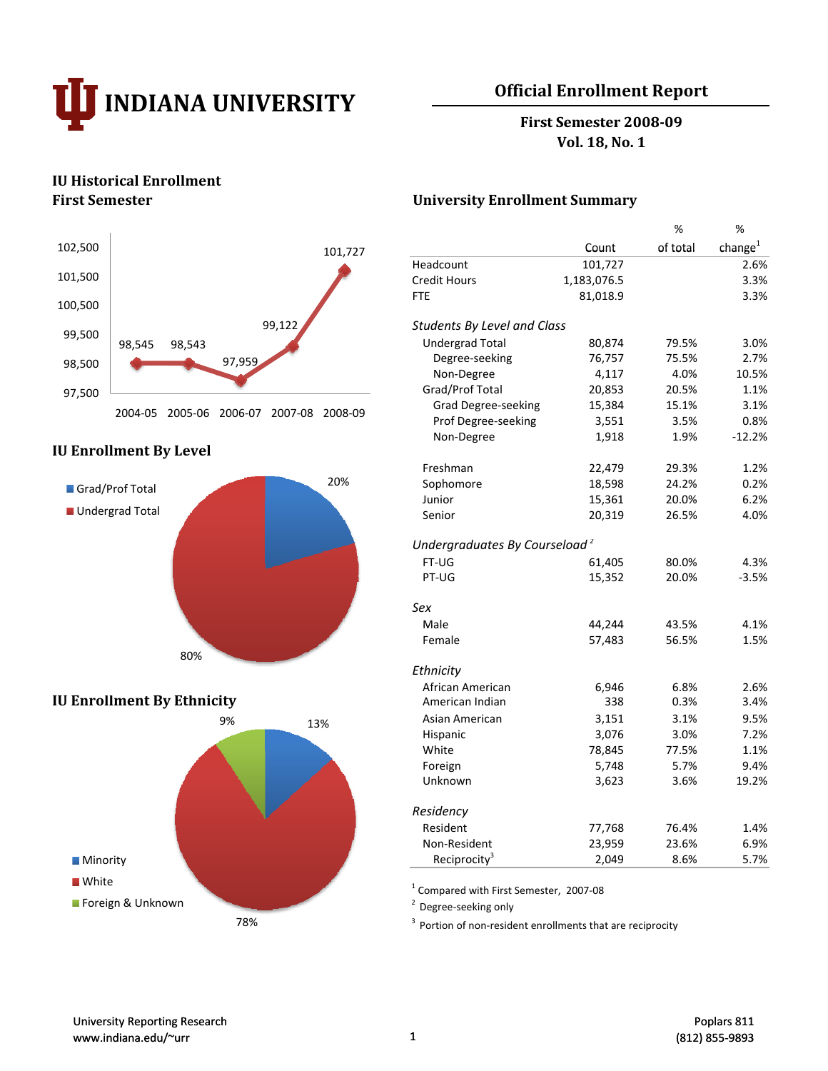# INDIANA UNIVERSITY

## Official Enrollment Report

**First Semester 2008-09**
**Vol. 18, No. 1**

### IU Historical Enrollment First Semester

| 2004-05 | 2005-06 | 2006-07 | 2007-08 | 2008-09 |
|---|---|---|---|---|
| 98,545 | 98,543 | 97,959 | 99,122 | 101,727 |

### IU Enrollment By Level

- Grad/Prof Total: 20%
- Undergrad Total: 80%

### IU Enrollment By Ethnicity

- Minority: 13%
- White: 78%
- Foreign & Unknown: 9%

### University Enrollment Summary

| | Count | % of total | % change[1] |
|---|---|---|---|
| Headcount | 101,727 | | 2.6% |
| Credit Hours | 1,183,076.5 | | 3.3% |
| FTE | 81,018.9 | | 3.3% |
| ***Students By Level and Class*** | | | |
| Undergrad Total | 80,874 | 79.5% | 3.0% |
| Degree-seeking | 76,757 | 75.5% | 2.7% |
| Non-Degree | 4,117 | 4.0% | 10.5% |
| Grad/Prof Total | 20,853 | 20.5% | 1.1% |
| Grad Degree-seeking | 15,384 | 15.1% | 3.1% |
| Prof Degree-seeking | 3,551 | 3.5% | 0.8% |
| Non-Degree | 1,918 | 1.9% | -12.2% |
| Freshman | 22,479 | 29.3% | 1.2% |
| Sophomore | 18,598 | 24.2% | 0.2% |
| Junior | 15,361 | 20.0% | 6.2% |
| Senior | 20,319 | 26.5% | 4.0% |
| ***Undergraduates By Courseload[2]*** | | | |
| FT-UG | 61,405 | 80.0% | 4.3% |
| PT-UG | 15,352 | 20.0% | -3.5% |
| ***Sex*** | | | |
| Male | 44,244 | 43.5% | 4.1% |
| Female | 57,483 | 56.5% | 1.5% |
| ***Ethnicity*** | | | |
| African American | 6,946 | 6.8% | 2.6% |
| American Indian | 338 | 0.3% | 3.4% |
| Asian American | 3,151 | 3.1% | 9.5% |
| Hispanic | 3,076 | 3.0% | 7.2% |
| White | 78,845 | 77.5% | 1.1% |
| Foreign | 5,748 | 5.7% | 9.4% |
| Unknown | 3,623 | 3.6% | 19.2% |
| ***Residency*** | | | |
| Resident | 77,768 | 76.4% | 1.4% |
| Non-Resident | 23,959 | 23.6% | 6.9% |
| Reciprocity[3] | 2,049 | 8.6% | 5.7% |

[1] Compared with First Semester, 2007-08
[2] Degree-seeking only
[3] Portion of non-resident enrollments that are reciprocity

University Reporting Research
www.indiana.edu/~urr

Poplars 811
(812) 855-9893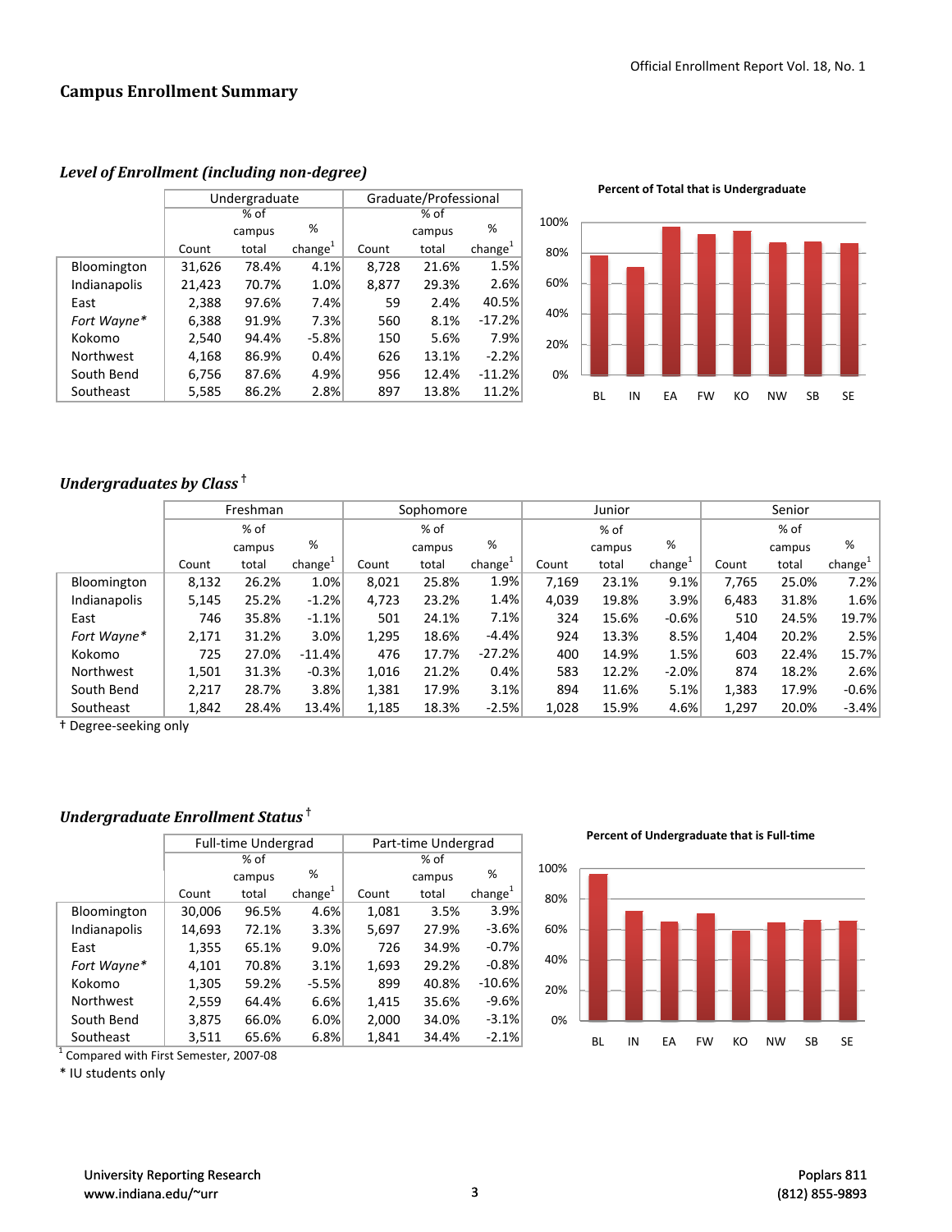## Campus Enrollment Summary

### *Level of Enrollment (including non-degree)*

| | Undergraduate | | | Graduate/Professional | | |
|---|---|---|---|---|---|---|
| | Count | % of campus total | % change[1] | Count | % of campus total | % change[1] |
| Bloomington | 31,626 | 78.4% | 4.1% | 8,728 | 21.6% | 1.5% |
| Indianapolis | 21,423 | 70.7% | 1.0% | 8,877 | 29.3% | 2.6% |
| East | 2,388 | 97.6% | 7.4% | 59 | 2.4% | 40.5% |
| *Fort Wayne** | 6,388 | 91.9% | 7.3% | 560 | 8.1% | -17.2% |
| Kokomo | 2,540 | 94.4% | -5.8% | 150 | 5.6% | 7.9% |
| Northwest | 4,168 | 86.9% | 0.4% | 626 | 13.1% | -2.2% |
| South Bend | 6,756 | 87.6% | 4.9% | 956 | 12.4% | -11.2% |
| Southeast | 5,585 | 86.2% | 2.8% | 897 | 13.8% | 11.2% |

**Percent of Total that is Undergraduate**

### *Undergraduates by Class* †

| | Freshman | | | Sophomore | | | Junior | | | Senior | | |
|---|---|---|---|---|---|---|---|---|---|---|---|---|
| | Count | % of campus total | % change[1] | Count | % of campus total | % change[1] | Count | % of campus total | % change[1] | Count | % of campus total | % change[1] |
| Bloomington | 8,132 | 26.2% | 1.0% | 8,021 | 25.8% | 1.9% | 7,169 | 23.1% | 9.1% | 7,765 | 25.0% | 7.2% |
| Indianapolis | 5,145 | 25.2% | -1.2% | 4,723 | 23.2% | 1.4% | 4,039 | 19.8% | 3.9% | 6,483 | 31.8% | 1.6% |
| East | 746 | 35.8% | -1.1% | 501 | 24.1% | 7.1% | 324 | 15.6% | -0.6% | 510 | 24.5% | 19.7% |
| *Fort Wayne** | 2,171 | 31.2% | 3.0% | 1,295 | 18.6% | -4.4% | 924 | 13.3% | 8.5% | 1,404 | 20.2% | 2.5% |
| Kokomo | 725 | 27.0% | -11.4% | 476 | 17.7% | -27.2% | 400 | 14.9% | 1.5% | 603 | 22.4% | 15.7% |
| Northwest | 1,501 | 31.3% | -0.3% | 1,016 | 21.2% | 0.4% | 583 | 12.2% | -2.0% | 874 | 18.2% | 2.6% |
| South Bend | 2,217 | 28.7% | 3.8% | 1,381 | 17.9% | 3.1% | 894 | 11.6% | 5.1% | 1,383 | 17.9% | -0.6% |
| Southeast | 1,842 | 28.4% | 13.4% | 1,185 | 18.3% | -2.5% | 1,028 | 15.9% | 4.6% | 1,297 | 20.0% | -3.4% |

† Degree-seeking only

### *Undergraduate Enrollment Status* †

| | Full-time Undergrad | | | Part-time Undergrad | | |
|---|---|---|---|---|---|---|
| | Count | % of campus total | % change[1] | Count | % of campus total | % change[1] |
| Bloomington | 30,006 | 96.5% | 4.6% | 1,081 | 3.5% | 3.9% |
| Indianapolis | 14,693 | 72.1% | 3.3% | 5,697 | 27.9% | -3.6% |
| East | 1,355 | 65.1% | 9.0% | 726 | 34.9% | -0.7% |
| *Fort Wayne** | 4,101 | 70.8% | 3.1% | 1,693 | 29.2% | -0.8% |
| Kokomo | 1,305 | 59.2% | -5.5% | 899 | 40.8% | -10.6% |
| Northwest | 2,559 | 64.4% | 6.6% | 1,415 | 35.6% | -9.6% |
| South Bend | 3,875 | 66.0% | 6.0% | 2,000 | 34.0% | -3.1% |
| Southeast | 3,511 | 65.6% | 6.8% | 1,841 | 34.4% | -2.1% |

[1] Compared with First Semester, 2007-08

\* IU students only

**Percent of Undergraduate that is Full-time**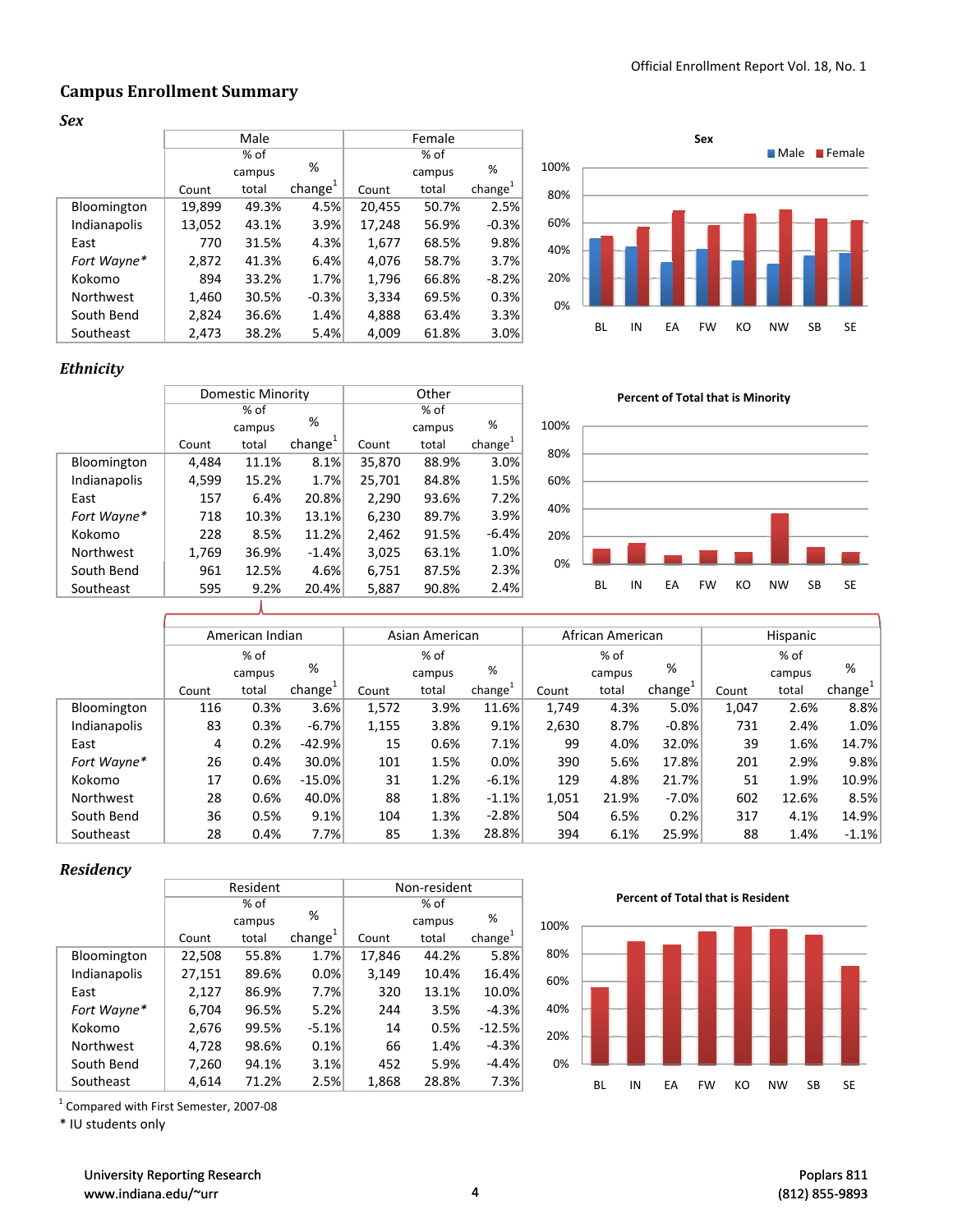## Campus Enrollment Summary

### *Sex*

| | Male | | | Female | | |
|---|---|---|---|---|---|---|
| | Count | % of campus total | % change[1] | Count | % of campus total | % change[1] |
| Bloomington | 19,899 | 49.3% | 4.5% | 20,455 | 50.7% | 2.5% |
| Indianapolis | 13,052 | 43.1% | 3.9% | 17,248 | 56.9% | -0.3% |
| East | 770 | 31.5% | 4.3% | 1,677 | 68.5% | 9.8% |
| *Fort Wayne** | 2,872 | 41.3% | 6.4% | 4,076 | 58.7% | 3.7% |
| Kokomo | 894 | 33.2% | 1.7% | 1,796 | 66.8% | -8.2% |
| Northwest | 1,460 | 30.5% | -0.3% | 3,334 | 69.5% | 0.3% |
| South Bend | 2,824 | 36.6% | 1.4% | 4,888 | 63.4% | 3.3% |
| Southeast | 2,473 | 38.2% | 5.4% | 4,009 | 61.8% | 3.0% |

### *Ethnicity*

| | Domestic Minority | | | Other | | |
|---|---|---|---|---|---|---|
| | Count | % of campus total | % change[1] | Count | % of campus total | % change[1] |
| Bloomington | 4,484 | 11.1% | 8.1% | 35,870 | 88.9% | 3.0% |
| Indianapolis | 4,599 | 15.2% | 1.7% | 25,701 | 84.8% | 1.5% |
| East | 157 | 6.4% | 20.8% | 2,290 | 93.6% | 7.2% |
| *Fort Wayne** | 718 | 10.3% | 13.1% | 6,230 | 89.7% | 3.9% |
| Kokomo | 228 | 8.5% | 11.2% | 2,462 | 91.5% | -6.4% |
| Northwest | 1,769 | 36.9% | -1.4% | 3,025 | 63.1% | 1.0% |
| South Bend | 961 | 12.5% | 4.6% | 6,751 | 87.5% | 2.3% |
| Southeast | 595 | 9.2% | 20.4% | 5,887 | 90.8% | 2.4% |

| | American Indian | | | Asian American | | | African American | | | Hispanic | | |
|---|---|---|---|---|---|---|---|---|---|---|---|---|
| | Count | % of campus total | % change[1] | Count | % of campus total | % change[1] | Count | % of campus total | % change[1] | Count | % of campus total | % change[1] |
| Bloomington | 116 | 0.3% | 3.6% | 1,572 | 3.9% | 11.6% | 1,749 | 4.3% | 5.0% | 1,047 | 2.6% | 8.8% |
| Indianapolis | 83 | 0.3% | -6.7% | 1,155 | 3.8% | 9.1% | 2,630 | 8.7% | -0.8% | 731 | 2.4% | 1.0% |
| East | 4 | 0.2% | -42.9% | 15 | 0.6% | 7.1% | 99 | 4.0% | 32.0% | 39 | 1.6% | 14.7% |
| *Fort Wayne** | 26 | 0.4% | 30.0% | 101 | 1.5% | 0.0% | 390 | 5.6% | 17.8% | 201 | 2.9% | 9.8% |
| Kokomo | 17 | 0.6% | -15.0% | 31 | 1.2% | -6.1% | 129 | 4.8% | 21.7% | 51 | 1.9% | 10.9% |
| Northwest | 28 | 0.6% | 40.0% | 88 | 1.8% | -1.1% | 1,051 | 21.9% | -7.0% | 602 | 12.6% | 8.5% |
| South Bend | 36 | 0.5% | 9.1% | 104 | 1.3% | -2.8% | 504 | 6.5% | 0.2% | 317 | 4.1% | 14.9% |
| Southeast | 28 | 0.4% | 7.7% | 85 | 1.3% | 28.8% | 394 | 6.1% | 25.9% | 88 | 1.4% | -1.1% |

### *Residency*

| | Resident | | | Non-resident | | |
|---|---|---|---|---|---|---|
| | Count | % of campus total | % change[1] | Count | % of campus total | % change[1] |
| Bloomington | 22,508 | 55.8% | 1.7% | 17,846 | 44.2% | 5.8% |
| Indianapolis | 27,151 | 89.6% | 0.0% | 3,149 | 10.4% | 16.4% |
| East | 2,127 | 86.9% | 7.7% | 320 | 13.1% | 10.0% |
| *Fort Wayne** | 6,704 | 96.5% | 5.2% | 244 | 3.5% | -4.3% |
| Kokomo | 2,676 | 99.5% | -5.1% | 14 | 0.5% | -12.5% |
| Northwest | 4,728 | 98.6% | 0.1% | 66 | 1.4% | -4.3% |
| South Bend | 7,260 | 94.1% | 3.1% | 452 | 5.9% | -4.4% |
| Southeast | 4,614 | 71.2% | 2.5% | 1,868 | 28.8% | 7.3% |

[1] Compared with First Semester, 2007-08

\* IU students only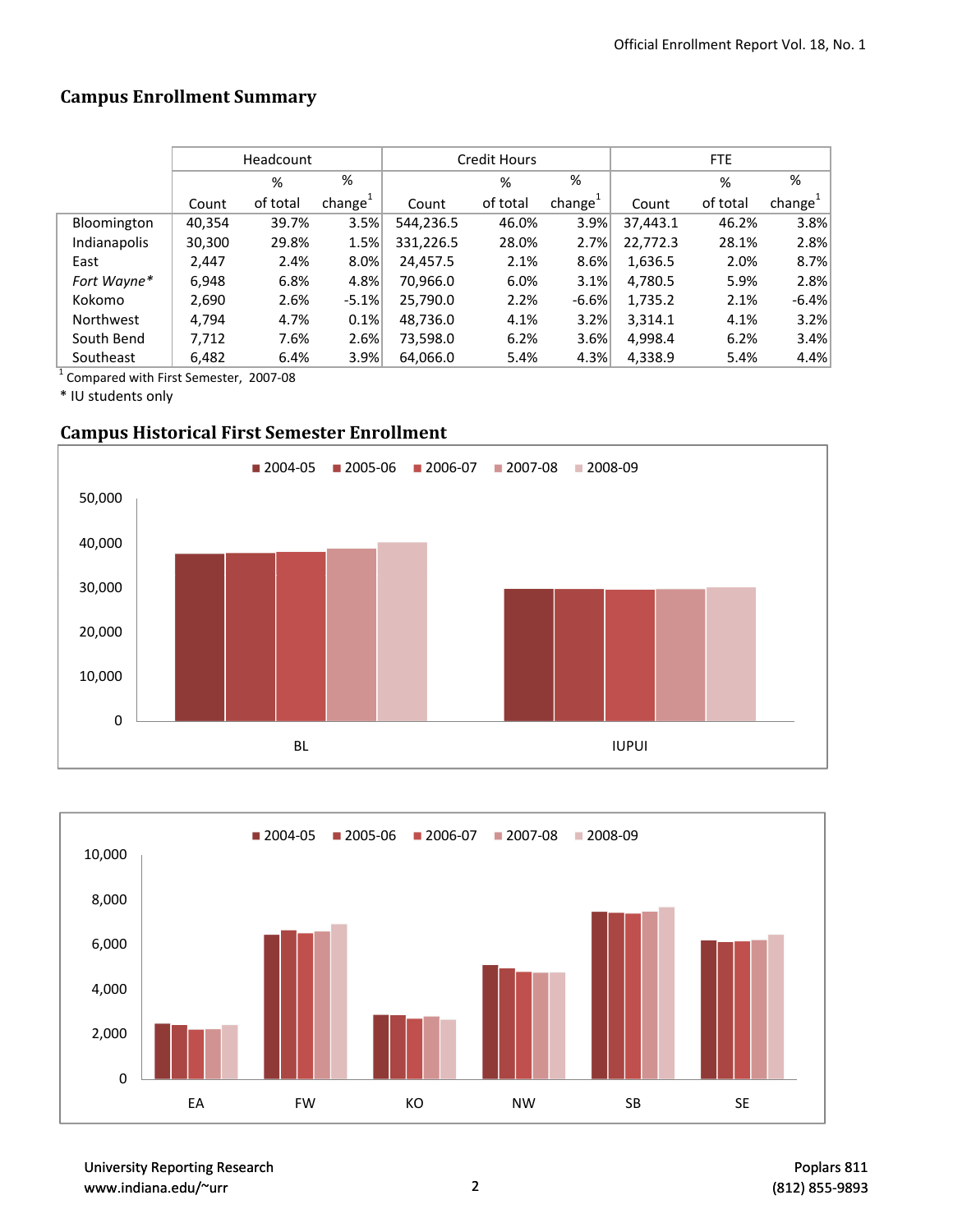## Campus Enrollment Summary

| | Headcount | | | Credit Hours | | | FTE | | |
|---|---|---|---|---|---|---|---|---|---|
| | Count | % of total | % change[1] | Count | % of total | % change[1] | Count | % of total | % change[1] |
| Bloomington | 40,354 | 39.7% | 3.5% | 544,236.5 | 46.0% | 3.9% | 37,443.1 | 46.2% | 3.8% |
| Indianapolis | 30,300 | 29.8% | 1.5% | 331,226.5 | 28.0% | 2.7% | 22,772.3 | 28.1% | 2.8% |
| East | 2,447 | 2.4% | 8.0% | 24,457.5 | 2.1% | 8.6% | 1,636.5 | 2.0% | 8.7% |
| *Fort Wayne** | 6,948 | 6.8% | 4.8% | 70,966.0 | 6.0% | 3.1% | 4,780.5 | 5.9% | 2.8% |
| Kokomo | 2,690 | 2.6% | -5.1% | 25,790.0 | 2.2% | -6.6% | 1,735.2 | 2.1% | -6.4% |
| Northwest | 4,794 | 4.7% | 0.1% | 48,736.0 | 4.1% | 3.2% | 3,314.1 | 4.1% | 3.2% |
| South Bend | 7,712 | 7.6% | 2.6% | 73,598.0 | 6.2% | 3.6% | 4,998.4 | 6.2% | 3.4% |
| Southeast | 6,482 | 6.4% | 3.9% | 64,066.0 | 5.4% | 4.3% | 4,338.9 | 5.4% | 4.4% |

[1] Compared with First Semester, 2007-08

* IU students only

## Campus Historical First Semester Enrollment

2004-05
2005-06
2006-07
2007-08
2008-09

50,000
40,000
30,000
20,000
10,000
0

BL
IUPUI

2004-05
2005-06
2006-07
2007-08
2008-09

10,000
8,000
6,000
4,000
2,000
0

EA
FW
KO
NW
SB
SE